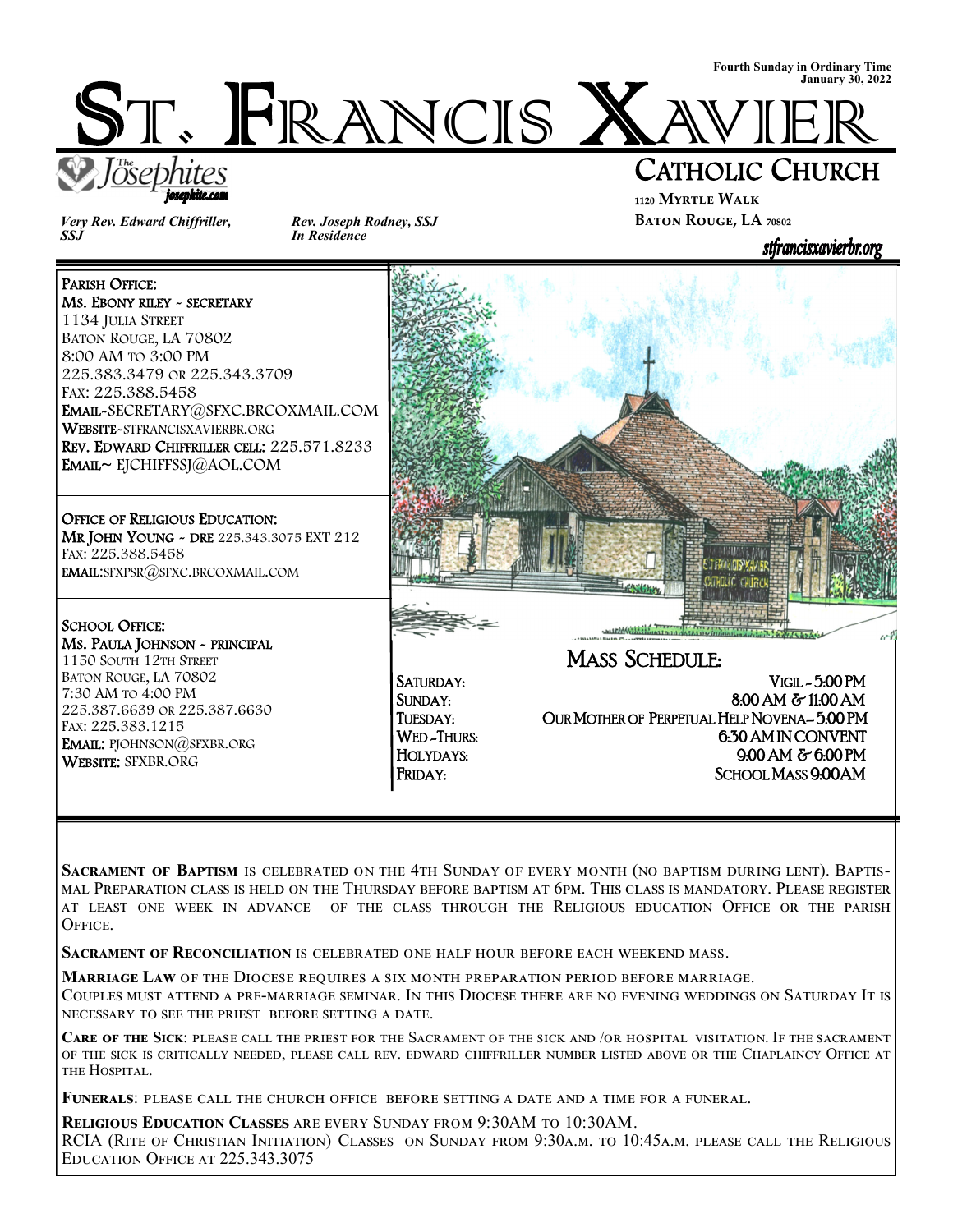Fourth Sunday in Ordinary Time
January 30, 2022

# ST. FRANCIS XAVIER

## CATHOLIC CHURCH

The Josephites
josephite.com

1120 MYRTLE WALK
BATON ROUGE, LA 70802

stfrancisxavierbr.org

*Very Rev. Edward Chiffriller, SSJ*

*Rev. Joseph Rodney, SSJ*
*In Residence*

**PARISH OFFICE:**
**MS. EBONY RILEY ~ SECRETARY**
1134 JULIA STREET
BATON ROUGE, LA 70802
8:00 AM TO 3:00 PM
225.383.3479 OR 225.343.3709
FAX: 225.388.5458
**EMAIL**~SECRETARY@SFXC.BRCOXMAIL.COM
**WEBSITE**~STFRANCISXAVIERBR.ORG
**REV. EDWARD CHIFFRILLER CELL:** 225.571.8233
**EMAIL**~ EJCHIFFSSJ@AOL.COM

**OFFICE OF RELIGIOUS EDUCATION:**
**MR JOHN YOUNG ~ DRE** 225.343.3075 EXT 212
FAX: 225.388.5458
**EMAIL**:SFXPSR@SFXC.BRCOXMAIL.COM

**SCHOOL OFFICE:**
**MS. PAULA JOHNSON ~ PRINCIPAL**
1150 SOUTH 12TH STREET
BATON ROUGE, LA 70802
7:30 AM TO 4:00 PM
225.387.6639 OR 225.387.6630
FAX: 225.383.1215
**EMAIL:** PJOHNSON@SFXBR.ORG
**WEBSITE:** SFXBR.ORG

## MASS SCHEDULE:

| | |
|---|---|
| SATURDAY: | VIGIL ~ 5:00 PM |
| SUNDAY: | 8:00 AM & 11:00 AM |
| TUESDAY: | OUR MOTHER OF PERPETUAL HELP NOVENA– 5:00 PM |
| WED -THURS: | 6:30 AM IN CONVENT |
| HOLYDAYS: | 9:00 AM & 6:00 PM |
| FRIDAY: | SCHOOL MASS 9:00AM |

**SACRAMENT OF BAPTISM** IS CELEBRATED ON THE 4TH SUNDAY OF EVERY MONTH (NO BAPTISM DURING LENT). BAPTISMAL PREPARATION CLASS IS HELD ON THE THURSDAY BEFORE BAPTISM AT 6PM. THIS CLASS IS MANDATORY. PLEASE REGISTER AT LEAST ONE WEEK IN ADVANCE OF THE CLASS THROUGH THE RELIGIOUS EDUCATION OFFICE OR THE PARISH OFFICE.

**SACRAMENT OF RECONCILIATION** IS CELEBRATED ONE HALF HOUR BEFORE EACH WEEKEND MASS.

**MARRIAGE LAW** OF THE DIOCESE REQUIRES A SIX MONTH PREPARATION PERIOD BEFORE MARRIAGE.
COUPLES MUST ATTEND A PRE-MARRIAGE SEMINAR. IN THIS DIOCESE THERE ARE NO EVENING WEDDINGS ON SATURDAY IT IS NECESSARY TO SEE THE PRIEST BEFORE SETTING A DATE.

**CARE OF THE SICK**: PLEASE CALL THE PRIEST FOR THE SACRAMENT OF THE SICK AND /OR HOSPITAL VISITATION. IF THE SACRAMENT OF THE SICK IS CRITICALLY NEEDED, PLEASE CALL REV. EDWARD CHIFFRILLER NUMBER LISTED ABOVE OR THE CHAPLAINCY OFFICE AT THE HOSPITAL.

**FUNERALS**: PLEASE CALL THE CHURCH OFFICE BEFORE SETTING A DATE AND A TIME FOR A FUNERAL.

**RELIGIOUS EDUCATION CLASSES** ARE EVERY SUNDAY FROM 9:30AM TO 10:30AM.
RCIA (RITE OF CHRISTIAN INITIATION) CLASSES ON SUNDAY FROM 9:30A.M. TO 10:45A.M. PLEASE CALL THE RELIGIOUS EDUCATION OFFICE AT 225.343.3075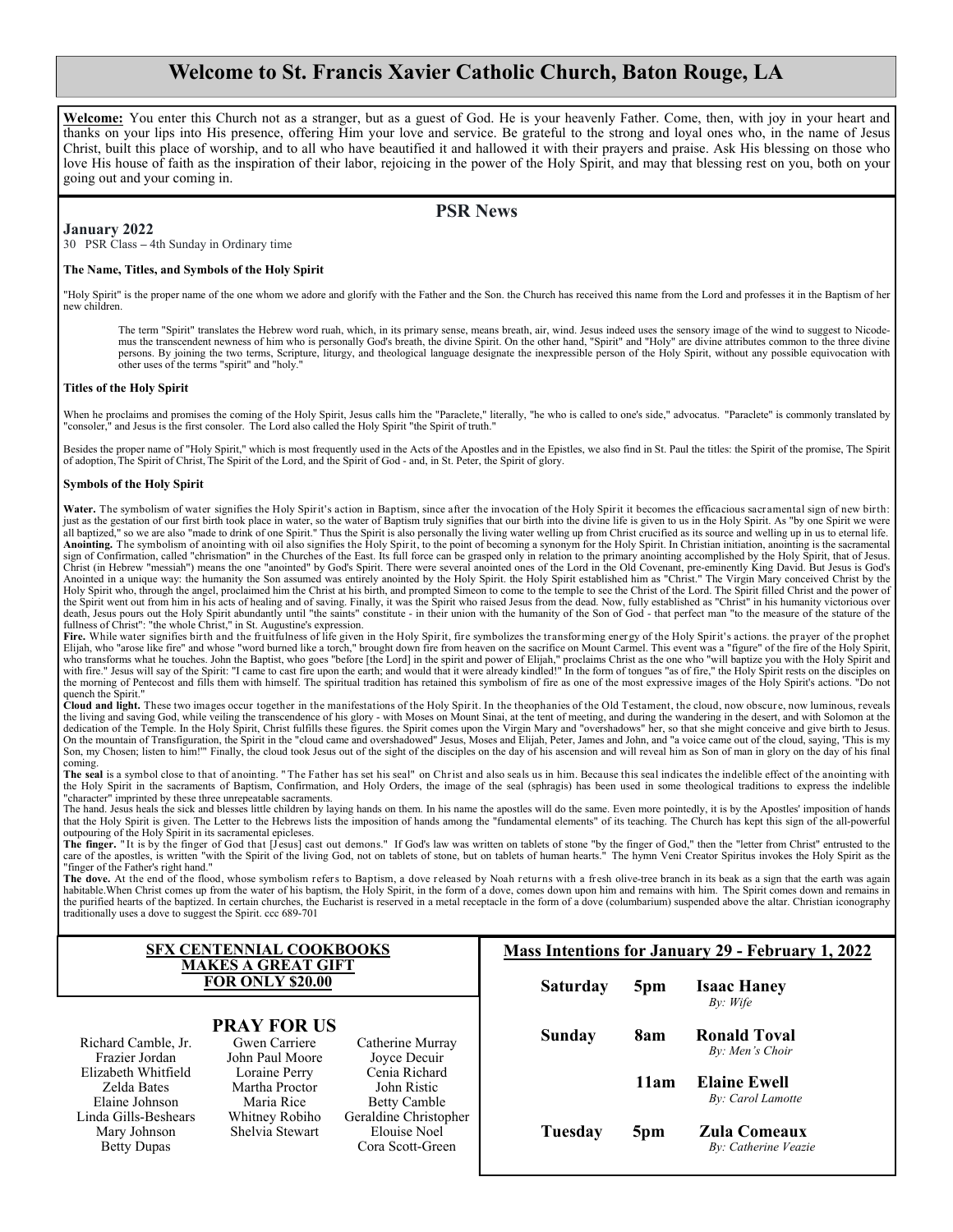# Welcome to St. Francis Xavier Catholic Church, Baton Rouge, LA

**Welcome:** You enter this Church not as a stranger, but as a guest of God. He is your heavenly Father. Come, then, with joy in your heart and thanks on your lips into His presence, offering Him your love and service. Be grateful to the strong and loyal ones who, in the name of Jesus Christ, built this place of worship, and to all who have beautified it and hallowed it with their prayers and praise. Ask His blessing on those who love His house of faith as the inspiration of their labor, rejoicing in the power of the Holy Spirit, and may that blessing rest on you, both on your going out and your coming in.

## PSR News

**January 2022**

30 PSR Class – 4th Sunday in Ordinary time

**The Name, Titles, and Symbols of the Holy Spirit**

"Holy Spirit" is the proper name of the one whom we adore and glorify with the Father and the Son. the Church has received this name from the Lord and professes it in the Baptism of her new children.

The term "Spirit" translates the Hebrew word ruah, which, in its primary sense, means breath, air, wind. Jesus indeed uses the sensory image of the wind to suggest to Nicodemus the transcendent newness of him who is personally God's breath, the divine Spirit. On the other hand, "Spirit" and "Holy" are divine attributes common to the three divine persons. By joining the two terms, Scripture, liturgy, and theological language designate the inexpressible person of the Holy Spirit, without any possible equivocation with other uses of the terms "spirit" and "holy."

**Titles of the Holy Spirit**

When he proclaims and promises the coming of the Holy Spirit, Jesus calls him the "Paraclete," literally, "he who is called to one's side," advocatus. "Paraclete" is commonly translated by "consoler," and Jesus is the first consoler. The Lord also called the Holy Spirit "the Spirit of truth."

Besides the proper name of "Holy Spirit," which is most frequently used in the Acts of the Apostles and in the Epistles, we also find in St. Paul the titles: the Spirit of the promise, The Spirit of adoption, The Spirit of Christ, The Spirit of the Lord, and the Spirit of God - and, in St. Peter, the Spirit of glory.

**Symbols of the Holy Spirit**

**Water.** The symbolism of water signifies the Holy Spirit's action in Baptism, since after the invocation of the Holy Spirit it becomes the efficacious sacramental sign of new birth: just as the gestation of our first birth took place in water, so the water of Baptism truly signifies that our birth into the divine life is given to us in the Holy Spirit. As "by one Spirit we were all baptized," so we are also "made to drink of one Spirit." Thus the Spirit is also personally the living water welling up from Christ crucified as its source and welling up in us to eternal life.

**Anointing.** The symbolism of anointing with oil also signifies the Holy Spirit, to the point of becoming a synonym for the Holy Spirit. In Christian initiation, anointing is the sacramental sign of Confirmation, called "chrismation" in the Churches of the East. Its full force can be grasped only in relation to the primary anointing accomplished by the Holy Spirit, that of Jesus. Christ (in Hebrew "messiah") means the one "anointed" by God's Spirit. There were several anointed ones of the Lord in the Old Covenant, pre-eminently King David. But Jesus is God's Anointed in a unique way: the humanity the Son assumed was entirely anointed by the Holy Spirit. the Holy Spirit established him as "Christ." The Virgin Mary conceived Christ by the Holy Spirit who, through the angel, proclaimed him the Christ at his birth, and prompted Simeon to come to the temple to see the Christ of the Lord. The Spirit filled Christ and the power of the Spirit went out from him in his acts of healing and of saving. Finally, it was the Spirit who raised Jesus from the dead. Now, fully established as "Christ" in his humanity victorious over death, Jesus pours out the Holy Spirit abundantly until "the saints" constitute - in their union with the humanity of the Son of God - that perfect man "to the measure of the stature of the fullness of Christ": "the whole Christ," in St. Augustine's expression.

**Fire.** While water signifies birth and the fruitfulness of life given in the Holy Spirit, fire symbolizes the transforming energy of the Holy Spirit's actions. the prayer of the prophet Elijah, who "arose like fire" and whose "word burned like a torch," brought down fire from heaven on the sacrifice on Mount Carmel. This event was a "figure" of the fire of the Holy Spirit, who transforms what he touches. John the Baptist, who goes "before [the Lord] in the spirit and power of Elijah," proclaims Christ as the one who "will baptize you with the Holy Spirit and with fire." Jesus will say of the Spirit: "I came to cast fire upon the earth; and would that it were already kindled!" In the form of tongues "as of fire," the Holy Spirit rests on the disciples on the morning of Pentecost and fills them with himself. The spiritual tradition has retained this symbolism of fire as one of the most expressive images of the Holy Spirit's actions. "Do not quench the Spirit."

**Cloud and light.** These two images occur together in the manifestations of the Holy Spirit. In the theophanies of the Old Testament, the cloud, now obscure, now luminous, reveals the living and saving God, while veiling the transcendence of his glory - with Moses on Mount Sinai, at the tent of meeting, and during the wandering in the desert, and with Solomon at the dedication of the Temple. In the Holy Spirit, Christ fulfills these figures. the Spirit comes upon the Virgin Mary and "overshadows" her, so that she might conceive and give birth to Jesus. On the mountain of Transfiguration, the Spirit in the "cloud came and overshadowed" Jesus, Moses and Elijah, Peter, James and John, and "a voice came out of the cloud, saying, 'This is my Son, my Chosen; listen to him!'" Finally, the cloud took Jesus out of the sight of the disciples on the day of his ascension and will reveal him as Son of man in glory on the day of his final coming.

**The seal** is a symbol close to that of anointing. "The Father has set his seal" on Christ and also seals us in him. Because this seal indicates the indelible effect of the anointing with the Holy Spirit in the sacraments of Baptism, Confirmation, and Holy Orders, the image of the seal (sphragis) has been used in some theological traditions to express the indelible "character" imprinted by these three unrepeatable sacraments.

The hand. Jesus heals the sick and blesses little children by laying hands on them. In his name the apostles will do the same. Even more pointedly, it is by the Apostles' imposition of hands that the Holy Spirit is given. The Letter to the Hebrews lists the imposition of hands among the "fundamental elements" of its teaching. The Church has kept this sign of the all-powerful outpouring of the Holy Spirit in its sacramental epicleses.

**The finger.** "It is by the finger of God that [Jesus] cast out demons." If God's law was written on tablets of stone "by the finger of God," then the "letter from Christ" entrusted to the care of the apostles, is written "with the Spirit of the living God, not on tablets of stone, but on tablets of human hearts." The hymn Veni Creator Spiritus invokes the Holy Spirit as the "finger of the Father's right hand."

**The dove.** At the end of the flood, whose symbolism refers to Baptism, a dove released by Noah returns with a fresh olive-tree branch in its beak as a sign that the earth was again habitable.When Christ comes up from the water of his baptism, the Holy Spirit, in the form of a dove, comes down upon him and remains with him. The Spirit comes down and remains in the purified hearts of the baptized. In certain churches, the Eucharist is reserved in a metal receptacle in the form of a dove (columbarium) suspended above the altar. Christian iconography traditionally uses a dove to suggest the Spirit. ccc 689-701

**SFX CENTENNIAL COOKBOOKS MAKES A GREAT GIFT FOR ONLY $20.00**

## PRAY FOR US

| | | |
|---|---|---|
| Richard Camble, Jr. | Gwen Carriere | Catherine Murray |
| Frazier Jordan | John Paul Moore | Joyce Decuir |
| Elizabeth Whitfield | Loraine Perry | Cenia Richard |
| Zelda Bates | Martha Proctor | John Ristic |
| Elaine Johnson | Maria Rice | Betty Camble |
| Linda Gills-Beshears | Whitney Robiho | Geraldine Christopher |
| Mary Johnson | Shelvia Stewart | Elouise Noel |
| Betty Dupas | | Cora Scott-Green |

## Mass Intentions for January 29 - February 1, 2022

| | | |
|---|---|---|
| **Saturday** | **5pm** | **Isaac Haney** *By: Wife* |
| **Sunday** | **8am** | **Ronald Toval** *By: Men's Choir* |
| | **11am** | **Elaine Ewell** *By: Carol Lamotte* |
| **Tuesday** | **5pm** | **Zula Comeaux** *By: Catherine Veazie* |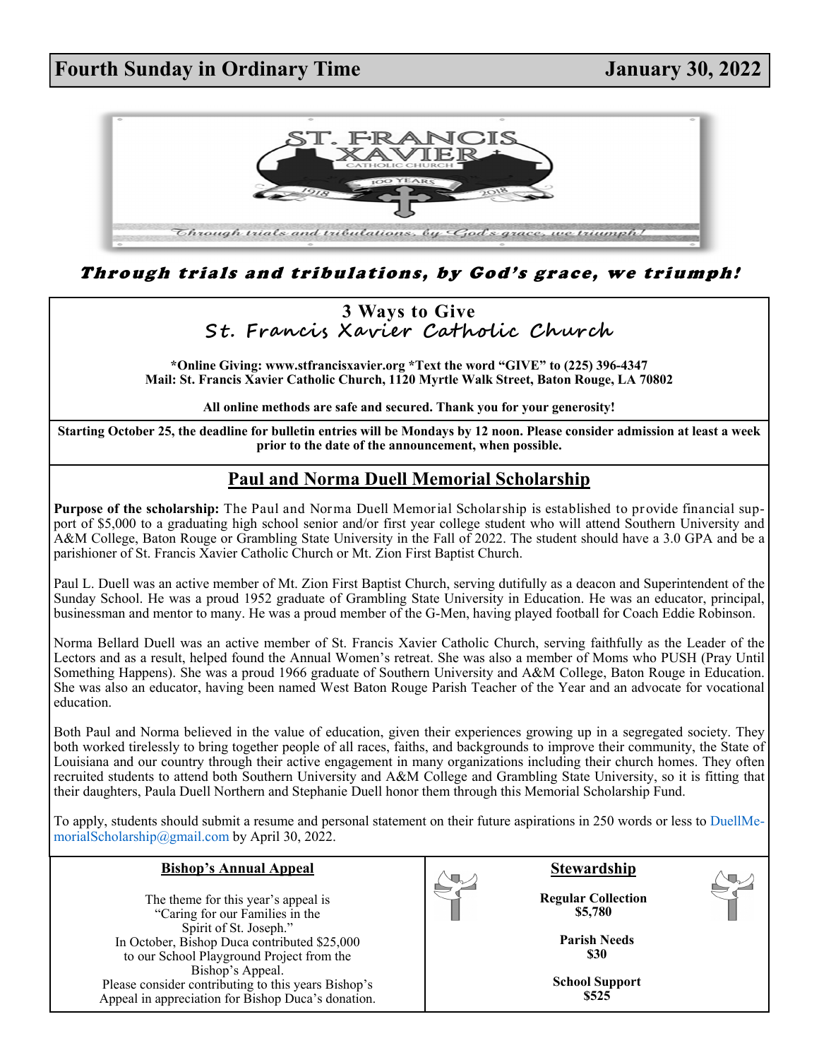# Fourth Sunday in Ordinary Time — January 30, 2022

***Through trials and tribulations, by God's grace, we triumph!***

## 3 Ways to Give
## St. Francis Xavier Catholic Church

**\*Online Giving: www.stfrancisxavier.org \*Text the word "GIVE" to (225) 396-4347**
**Mail: St. Francis Xavier Catholic Church, 1120 Myrtle Walk Street, Baton Rouge, LA 70802**

**All online methods are safe and secured. Thank you for your generosity!**

**Starting October 25, the deadline for bulletin entries will be Mondays by 12 noon. Please consider admission at least a week prior to the date of the announcement, when possible.**

## Paul and Norma Duell Memorial Scholarship

**Purpose of the scholarship:** The Paul and Norma Duell Memorial Scholarship is established to provide financial support of $5,000 to a graduating high school senior and/or first year college student who will attend Southern University and A&M College, Baton Rouge or Grambling State University in the Fall of 2022. The student should have a 3.0 GPA and be a parishioner of St. Francis Xavier Catholic Church or Mt. Zion First Baptist Church.

Paul L. Duell was an active member of Mt. Zion First Baptist Church, serving dutifully as a deacon and Superintendent of the Sunday School. He was a proud 1952 graduate of Grambling State University in Education. He was an educator, principal, businessman and mentor to many. He was a proud member of the G-Men, having played football for Coach Eddie Robinson.

Norma Bellard Duell was an active member of St. Francis Xavier Catholic Church, serving faithfully as the Leader of the Lectors and as a result, helped found the Annual Women's retreat. She was also a member of Moms who PUSH (Pray Until Something Happens). She was a proud 1966 graduate of Southern University and A&M College, Baton Rouge in Education. She was also an educator, having been named West Baton Rouge Parish Teacher of the Year and an advocate for vocational education.

Both Paul and Norma believed in the value of education, given their experiences growing up in a segregated society. They both worked tirelessly to bring together people of all races, faiths, and backgrounds to improve their community, the State of Louisiana and our country through their active engagement in many organizations including their church homes. They often recruited students to attend both Southern University and A&M College and Grambling State University, so it is fitting that their daughters, Paula Duell Northern and Stephanie Duell honor them through this Memorial Scholarship Fund.

To apply, students should submit a resume and personal statement on their future aspirations in 250 words or less to DuellMemorialScholarship@gmail.com by April 30, 2022.

## Bishop's Annual Appeal

The theme for this year's appeal is "Caring for our Families in the Spirit of St. Joseph."
In October, Bishop Duca contributed $25,000 to our School Playground Project from the Bishop's Appeal.
Please consider contributing to this years Bishop's Appeal in appreciation for Bishop Duca's donation.

## Stewardship

**Regular Collection**
**$5,780**

**Parish Needs**
**$30**

**School Support**
**$525**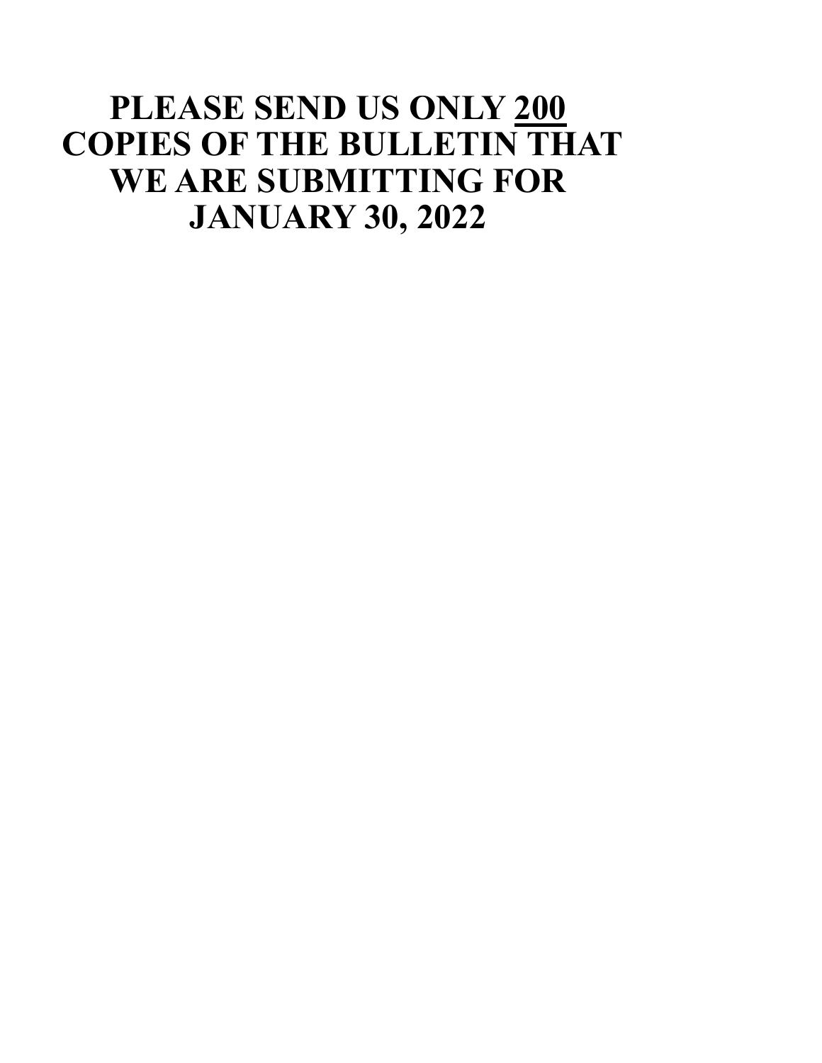**PLEASE SEND US ONLY 200 COPIES OF THE BULLETIN THAT WE ARE SUBMITTING FOR JANUARY 30, 2022**